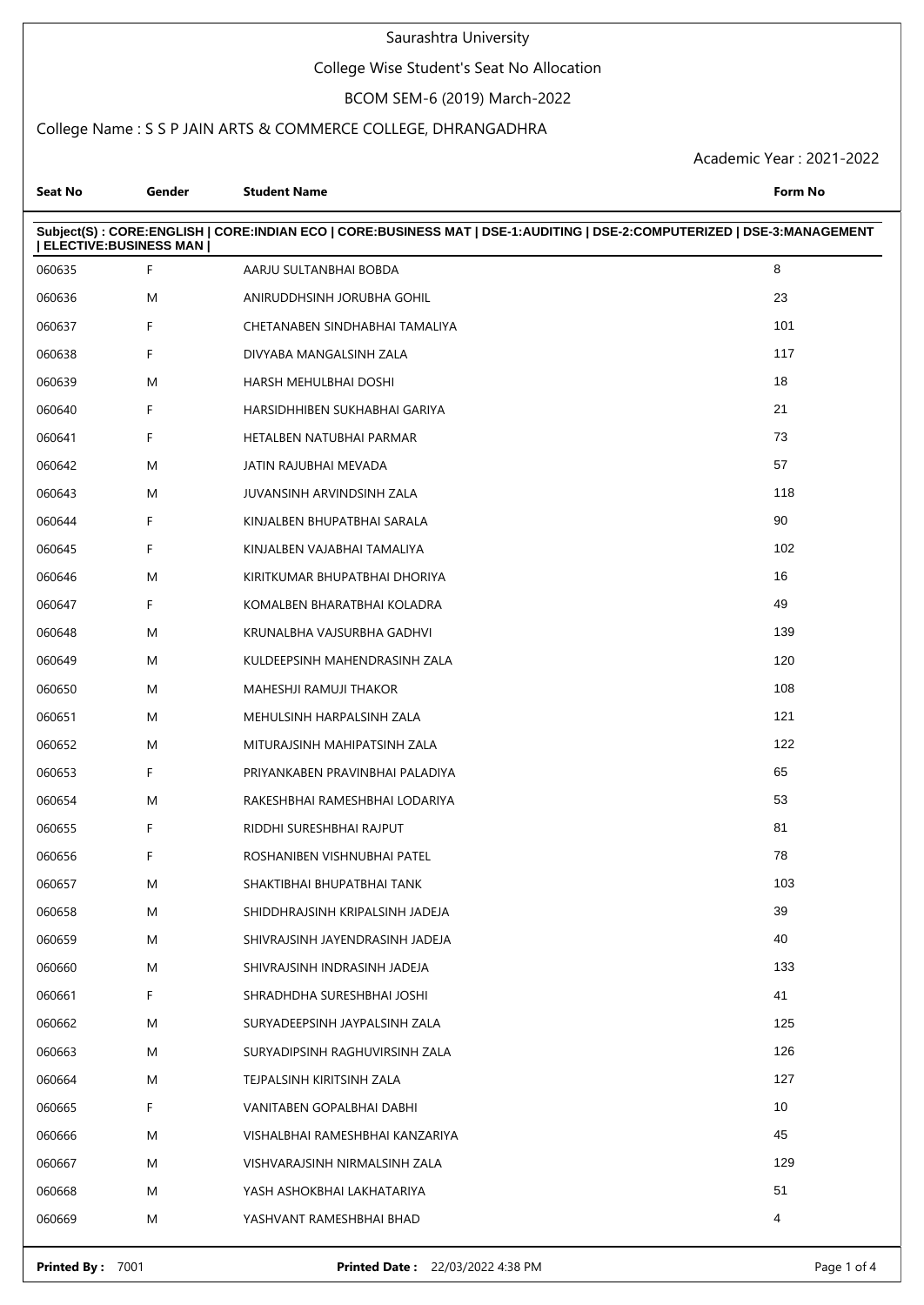# Saurashtra University

## College Wise Student's Seat No Allocation

### BCOM SEM-6 (2019) March-2022

College Name : S S P JAIN ARTS & COMMERCE COLLEGE, DHRANGADHRA

Academic Year : 2021-2022

**Subject(S) : CORE:ENGLISH | CORE:INDIAN ECO | CORE:BUSINESS MAT | DSE-1:AUDITING | DSE-2:COMPUTERIZED | DSE-3:MANAGEMENT | ELECTIVE:BUSINESS MAN |**

| Seat No | Gender | Student Name | Form No |
|---|---|---|---|
| 060635 | F | AARJU SULTANBHAI BOBDA | 8 |
| 060636 | M | ANIRUDDHSINH JORUBHA GOHIL | 23 |
| 060637 | F | CHETANABEN SINDHABHAI TAMALIYA | 101 |
| 060638 | F | DIVYABA MANGALSINH ZALA | 117 |
| 060639 | M | HARSH MEHULBHAI DOSHI | 18 |
| 060640 | F | HARSIDHHIBEN SUKHABHAI GARIYA | 21 |
| 060641 | F | HETALBEN NATUBHAI PARMAR | 73 |
| 060642 | M | JATIN RAJUBHAI MEVADA | 57 |
| 060643 | M | JUVANSINH ARVINDSINH ZALA | 118 |
| 060644 | F | KINJALBEN BHUPATBHAI SARALA | 90 |
| 060645 | F | KINJALBEN VAJABHAI TAMALIYA | 102 |
| 060646 | M | KIRITKUMAR BHUPATBHAI DHORIYA | 16 |
| 060647 | F | KOMALBEN BHARATBHAI KOLADRA | 49 |
| 060648 | M | KRUNALBHA VAJSURBHA GADHVI | 139 |
| 060649 | M | KULDEEPSINH MAHENDRASINH ZALA | 120 |
| 060650 | M | MAHESHJI RAMUJI THAKOR | 108 |
| 060651 | M | MEHULSINH HARPALSINH ZALA | 121 |
| 060652 | M | MITURAJSINH MAHIPATSINH ZALA | 122 |
| 060653 | F | PRIYANKABEN PRAVINBHAI PALADIYA | 65 |
| 060654 | M | RAKESHBHAI RAMESHBHAI LODARIYA | 53 |
| 060655 | F | RIDDHI SURESHBHAI RAJPUT | 81 |
| 060656 | F | ROSHANIBEN VISHNUBHAI PATEL | 78 |
| 060657 | M | SHAKTIBHAI BHUPATBHAI TANK | 103 |
| 060658 | M | SHIDDHRAJSINH KRIPALSINH JADEJA | 39 |
| 060659 | M | SHIVRAJSINH JAYENDRASINH JADEJA | 40 |
| 060660 | M | SHIVRAJSINH INDRASINH JADEJA | 133 |
| 060661 | F | SHRADHDHA SURESHBHAI JOSHI | 41 |
| 060662 | M | SURYADEEPSINH JAYPALSINH ZALA | 125 |
| 060663 | M | SURYADIPSINH RAGHUVIRSINH ZALA | 126 |
| 060664 | M | TEJPALSINH KIRITSINH ZALA | 127 |
| 060665 | F | VANITABEN GOPALBHAI DABHI | 10 |
| 060666 | M | VISHALBHAI RAMESHBHAI KANZARIYA | 45 |
| 060667 | M | VISHVARAJSINH NIRMALSINH ZALA | 129 |
| 060668 | M | YASH ASHOKBHAI LAKHATARIYA | 51 |
| 060669 | M | YASHVANT RAMESHBHAI BHAD | 4 |

**Printed By :** 7001 **Printed Date :** 22/03/2022 4:38 PM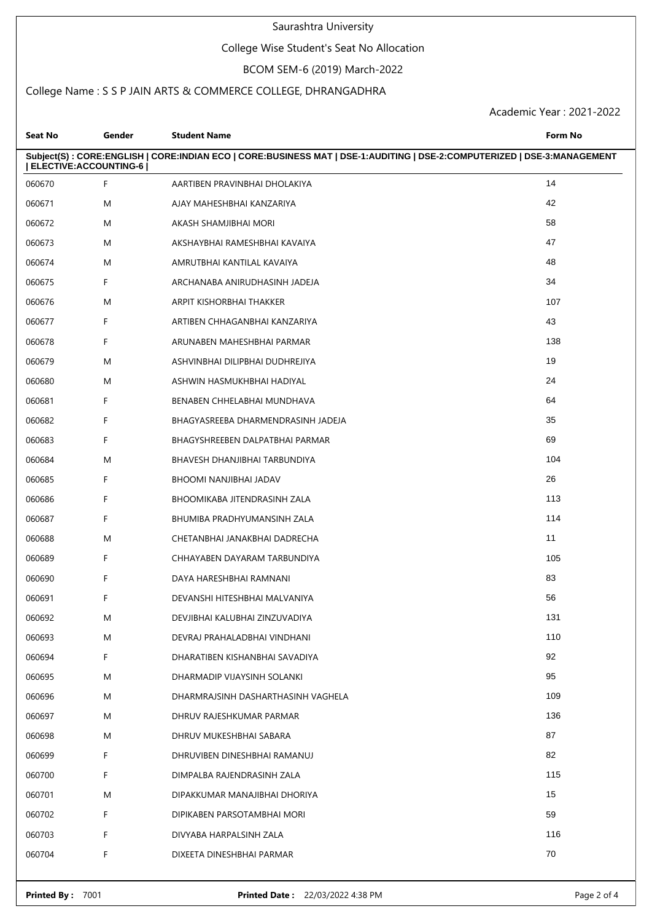# Saurashtra University

## College Wise Student's Seat No Allocation

### BCOM SEM-6 (2019) March-2022

### College Name : S S P JAIN ARTS & COMMERCE COLLEGE, DHRANGADHRA

Academic Year : 2021-2022

| Seat No | Gender | Student Name | Form No |
|---|---|---|---|
| **Subject(S) : CORE:ENGLISH \| CORE:INDIAN ECO \| CORE:BUSINESS MAT \| DSE-1:AUDITING \| DSE-2:COMPUTERIZED \| DSE-3:MANAGEMENT \| ELECTIVE:ACCOUNTING-6 \|** | | | |
| 060670 | F | AARTIBEN PRAVINBHAI DHOLAKIYA | 14 |
| 060671 | M | AJAY MAHESHBHAI KANZARIYA | 42 |
| 060672 | M | AKASH SHAMJIBHAI MORI | 58 |
| 060673 | M | AKSHAYBHAI RAMESHBHAI KAVAIYA | 47 |
| 060674 | M | AMRUTBHAI KANTILAL KAVAIYA | 48 |
| 060675 | F | ARCHANABA ANIRUDHASINH JADEJA | 34 |
| 060676 | M | ARPIT KISHORBHAI THAKKER | 107 |
| 060677 | F | ARTIBEN CHHAGANBHAI KANZARIYA | 43 |
| 060678 | F | ARUNABEN MAHESHBHAI PARMAR | 138 |
| 060679 | M | ASHVINBHAI DILIPBHAI DUDHREJIYA | 19 |
| 060680 | M | ASHWIN HASMUKHBHAI HADIYAL | 24 |
| 060681 | F | BENABEN CHHELABHAI MUNDHAVA | 64 |
| 060682 | F | BHAGYASREEBA DHARMENDRASINH JADEJA | 35 |
| 060683 | F | BHAGYSHREEBEN DALPATBHAI PARMAR | 69 |
| 060684 | M | BHAVESH DHANJIBHAI TARBUNDIYA | 104 |
| 060685 | F | BHOOMI NANJIBHAI JADAV | 26 |
| 060686 | F | BHOOMIKABA JITENDRASINH ZALA | 113 |
| 060687 | F | BHUMIBA PRADHYUMANSINH ZALA | 114 |
| 060688 | M | CHETANBHAI JANAKBHAI DADRECHA | 11 |
| 060689 | F | CHHAYABEN DAYARAM TARBUNDIYA | 105 |
| 060690 | F | DAYA HARESHBHAI RAMNANI | 83 |
| 060691 | F | DEVANSHI HITESHBHAI MALVANIYA | 56 |
| 060692 | M | DEVJIBHAI KALUBHAI ZINZUVADIYA | 131 |
| 060693 | M | DEVRAJ PRAHALADBHAI VINDHANI | 110 |
| 060694 | F | DHARATIBEN KISHANBHAI SAVADIYA | 92 |
| 060695 | M | DHARMADIP VIJAYSINH SOLANKI | 95 |
| 060696 | M | DHARMRAJSINH DASHARTHASINH VAGHELA | 109 |
| 060697 | M | DHRUV RAJESHKUMAR PARMAR | 136 |
| 060698 | M | DHRUV MUKESHBHAI SABARA | 87 |
| 060699 | F | DHRUVIBEN DINESHBHAI RAMANUJ | 82 |
| 060700 | F | DIMPALBA RAJENDRASINH ZALA | 115 |
| 060701 | M | DIPAKKUMAR MANAJIBHAI DHORIYA | 15 |
| 060702 | F | DIPIKABEN PARSOTAMBHAI MORI | 59 |
| 060703 | F | DIVYABA HARPALSINH ZALA | 116 |
| 060704 | F | DIXEETA DINESHBHAI PARMAR | 70 |

**Printed By :** 7001 **Printed Date :** 22/03/2022 4:38 PM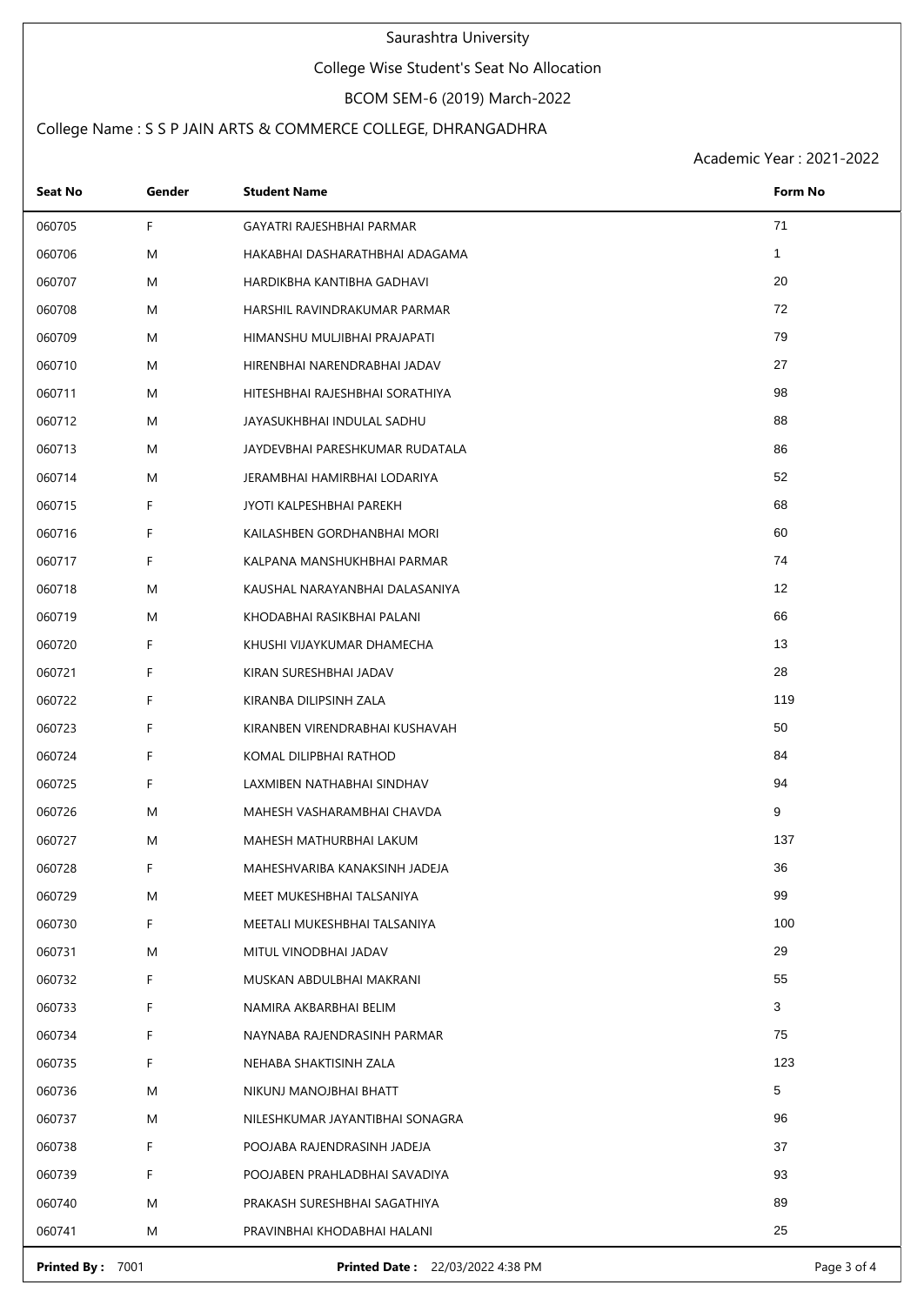Saurashtra University

College Wise Student's Seat No Allocation

BCOM SEM-6 (2019) March-2022

College Name : S S P JAIN ARTS & COMMERCE COLLEGE, DHRANGADHRA

Academic Year : 2021-2022

| Seat No | Gender | Student Name | Form No |
|---|---|---|---|
| 060705 | F | GAYATRI RAJESHBHAI PARMAR | 71 |
| 060706 | M | HAKABHAI DASHARATHBHAI ADAGAMA | 1 |
| 060707 | M | HARDIKBHA KANTIBHA GADHAVI | 20 |
| 060708 | M | HARSHIL RAVINDRAKUMAR PARMAR | 72 |
| 060709 | M | HIMANSHU MULJIBHAI PRAJAPATI | 79 |
| 060710 | M | HIRENBHAI NARENDRABHAI JADAV | 27 |
| 060711 | M | HITESHBHAI RAJESHBHAI SORATHIYA | 98 |
| 060712 | M | JAYASUKHBHAI INDULAL SADHU | 88 |
| 060713 | M | JAYDEVBHAI PARESHKUMAR RUDATALA | 86 |
| 060714 | M | JERAMBHAI HAMIRBHAI LODARIYA | 52 |
| 060715 | F | JYOTI KALPESHBHAI PAREKH | 68 |
| 060716 | F | KAILASHBEN GORDHANBHAI MORI | 60 |
| 060717 | F | KALPANA MANSHUKHBHAI PARMAR | 74 |
| 060718 | M | KAUSHAL NARAYANBHAI DALASANIYA | 12 |
| 060719 | M | KHODABHAI RASIKBHAI PALANI | 66 |
| 060720 | F | KHUSHI VIJAYKUMAR DHAMECHA | 13 |
| 060721 | F | KIRAN SURESHBHAI JADAV | 28 |
| 060722 | F | KIRANBA DILIPSINH ZALA | 119 |
| 060723 | F | KIRANBEN VIRENDRABHAI KUSHAVAH | 50 |
| 060724 | F | KOMAL DILIPBHAI RATHOD | 84 |
| 060725 | F | LAXMIBEN NATHABHAI SINDHAV | 94 |
| 060726 | M | MAHESH VASHARAMBHAI CHAVDA | 9 |
| 060727 | M | MAHESH MATHURBHAI LAKUM | 137 |
| 060728 | F | MAHESHVARIBA KANAKSINH JADEJA | 36 |
| 060729 | M | MEET MUKESHBHAI TALSANIYA | 99 |
| 060730 | F | MEETALI MUKESHBHAI TALSANIYA | 100 |
| 060731 | M | MITUL VINODBHAI JADAV | 29 |
| 060732 | F | MUSKAN ABDULBHAI MAKRANI | 55 |
| 060733 | F | NAMIRA AKBARBHAI BELIM | 3 |
| 060734 | F | NAYNABA RAJENDRASINH PARMAR | 75 |
| 060735 | F | NEHABA SHAKTISINH ZALA | 123 |
| 060736 | M | NIKUNJ MANOJBHAI BHATT | 5 |
| 060737 | M | NILESHKUMAR JAYANTIBHAI SONAGRA | 96 |
| 060738 | F | POOJABA RAJENDRASINH JADEJA | 37 |
| 060739 | F | POOJABEN PRAHLADBHAI SAVADIYA | 93 |
| 060740 | M | PRAKASH SURESHBHAI SAGATHIYA | 89 |
| 060741 | M | PRAVINBHAI KHODABHAI HALANI | 25 |

**Printed By :** 7001 **Printed Date :** 22/03/2022 4:38 PM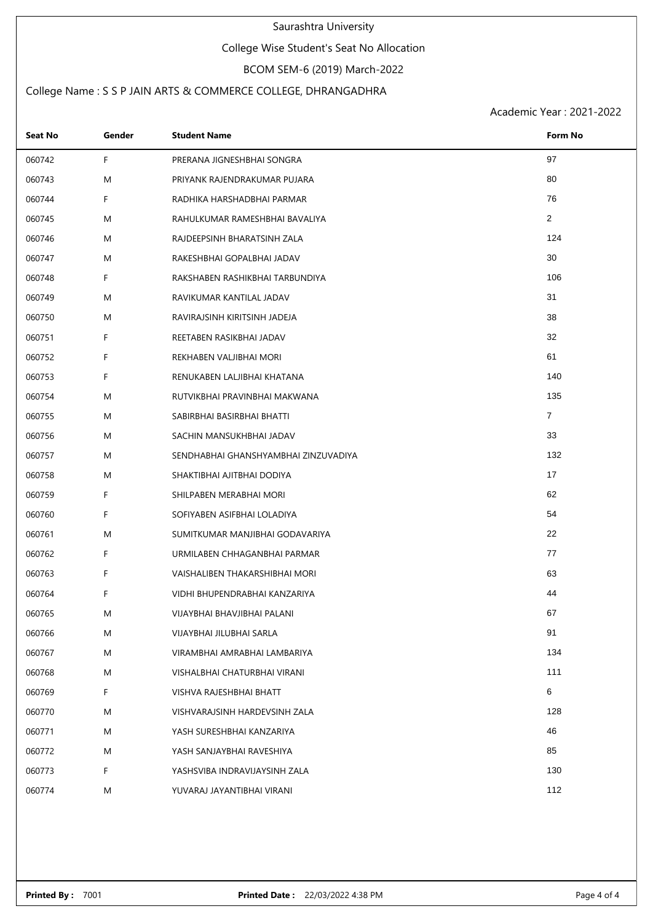Saurashtra University

College Wise Student's Seat No Allocation

BCOM SEM-6 (2019) March-2022

College Name : S S P JAIN ARTS & COMMERCE COLLEGE, DHRANGADHRA

Academic Year : 2021-2022

| Seat No | Gender | Student Name | Form No |
|---|---|---|---|
| 060742 | F | PRERANA JIGNESHBHAI SONGRA | 97 |
| 060743 | M | PRIYANK RAJENDRAKUMAR PUJARA | 80 |
| 060744 | F | RADHIKA HARSHADBHAI PARMAR | 76 |
| 060745 | M | RAHULKUMAR RAMESHBHAI BAVALIYA | 2 |
| 060746 | M | RAJDEEPSINH BHARATSINH ZALA | 124 |
| 060747 | M | RAKESHBHAI GOPALBHAI JADAV | 30 |
| 060748 | F | RAKSHABEN RASHIKBHAI TARBUNDIYA | 106 |
| 060749 | M | RAVIKUMAR KANTILAL JADAV | 31 |
| 060750 | M | RAVIRAJSINH KIRITSINH JADEJA | 38 |
| 060751 | F | REETABEN RASIKBHAI JADAV | 32 |
| 060752 | F | REKHABEN VALJIBHAI MORI | 61 |
| 060753 | F | RENUKABEN LALJIBHAI KHATANA | 140 |
| 060754 | M | RUTVIKBHAI PRAVINBHAI MAKWANA | 135 |
| 060755 | M | SABIRBHAI BASIRBHAI BHATTI | 7 |
| 060756 | M | SACHIN MANSUKHBHAI JADAV | 33 |
| 060757 | M | SENDHABHAI GHANSHYAMBHAI ZINZUVADIYA | 132 |
| 060758 | M | SHAKTIBHAI AJITBHAI DODIYA | 17 |
| 060759 | F | SHILPABEN MERABHAI MORI | 62 |
| 060760 | F | SOFIYABEN ASIFBHAI LOLADIYA | 54 |
| 060761 | M | SUMITKUMAR MANJIBHAI GODAVARIYA | 22 |
| 060762 | F | URMILABEN CHHAGANBHAI PARMAR | 77 |
| 060763 | F | VAISHALIBEN THAKARSHIBHAI MORI | 63 |
| 060764 | F | VIDHI BHUPENDRABHAI KANZARIYA | 44 |
| 060765 | M | VIJAYBHAI BHAVJIBHAI PALANI | 67 |
| 060766 | M | VIJAYBHAI JILUBHAI SARLA | 91 |
| 060767 | M | VIRAMBHAI AMRABHAI LAMBARIYA | 134 |
| 060768 | M | VISHALBHAI CHATURBHAI VIRANI | 111 |
| 060769 | F | VISHVA RAJESHBHAI BHATT | 6 |
| 060770 | M | VISHVARAJSINH HARDEVSINH ZALA | 128 |
| 060771 | M | YASH SURESHBHAI KANZARIYA | 46 |
| 060772 | M | YASH SANJAYBHAI RAVESHIYA | 85 |
| 060773 | F | YASHSVIBA INDRAVIJAYSINH ZALA | 130 |
| 060774 | M | YUVARAJ JAYANTIBHAI VIRANI | 112 |

**Printed By :** 7001 **Printed Date :** 22/03/2022 4:38 PM